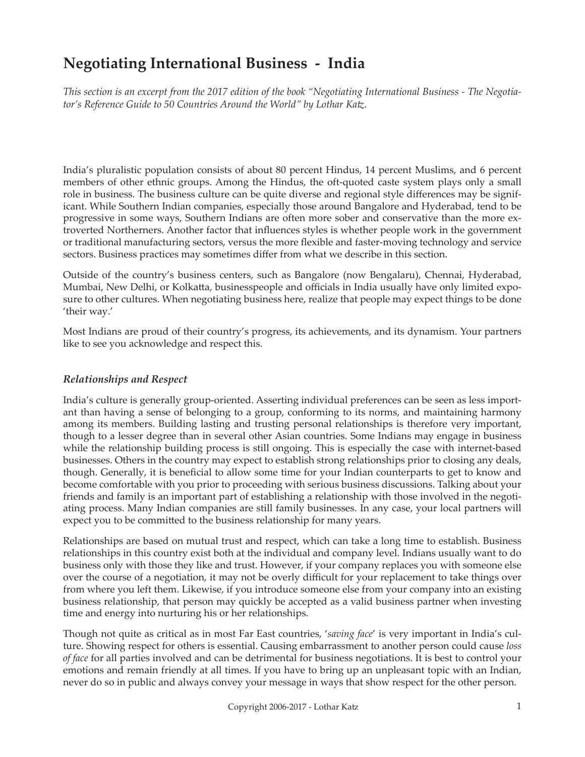# Negotiating International Business - India

*This section is an excerpt from the 2017 edition of the book "Negotiating International Business - The Negotiator's Reference Guide to 50 Countries Around the World" by Lothar Katz.*

India's pluralistic population consists of about 80 percent Hindus, 14 percent Muslims, and 6 percent members of other ethnic groups. Among the Hindus, the oft-quoted caste system plays only a small role in business. The business culture can be quite diverse and regional style differences may be significant. While Southern Indian companies, especially those around Bangalore and Hyderabad, tend to be progressive in some ways, Southern Indians are often more sober and conservative than the more extroverted Northerners. Another factor that influences styles is whether people work in the government or traditional manufacturing sectors, versus the more flexible and faster-moving technology and service sectors. Business practices may sometimes differ from what we describe in this section.

Outside of the country's business centers, such as Bangalore (now Bengalaru), Chennai, Hyderabad, Mumbai, New Delhi, or Kolkatta, businesspeople and officials in India usually have only limited exposure to other cultures. When negotiating business here, realize that people may expect things to be done 'their way.'

Most Indians are proud of their country's progress, its achievements, and its dynamism. Your partners like to see you acknowledge and respect this.

### *Relationships and Respect*

India's culture is generally group-oriented. Asserting individual preferences can be seen as less important than having a sense of belonging to a group, conforming to its norms, and maintaining harmony among its members. Building lasting and trusting personal relationships is therefore very important, though to a lesser degree than in several other Asian countries. Some Indians may engage in business while the relationship building process is still ongoing. This is especially the case with internet-based businesses. Others in the country may expect to establish strong relationships prior to closing any deals, though. Generally, it is beneficial to allow some time for your Indian counterparts to get to know and become comfortable with you prior to proceeding with serious business discussions. Talking about your friends and family is an important part of establishing a relationship with those involved in the negotiating process. Many Indian companies are still family businesses. In any case, your local partners will expect you to be committed to the business relationship for many years.

Relationships are based on mutual trust and respect, which can take a long time to establish. Business relationships in this country exist both at the individual and company level. Indians usually want to do business only with those they like and trust. However, if your company replaces you with someone else over the course of a negotiation, it may not be overly difficult for your replacement to take things over from where you left them. Likewise, if you introduce someone else from your company into an existing business relationship, that person may quickly be accepted as a valid business partner when investing time and energy into nurturing his or her relationships.

Though not quite as critical as in most Far East countries, '*saving face*' is very important in India's culture. Showing respect for others is essential. Causing embarrassment to another person could cause *loss of face* for all parties involved and can be detrimental for business negotiations. It is best to control your emotions and remain friendly at all times. If you have to bring up an unpleasant topic with an Indian, never do so in public and always convey your message in ways that show respect for the other person.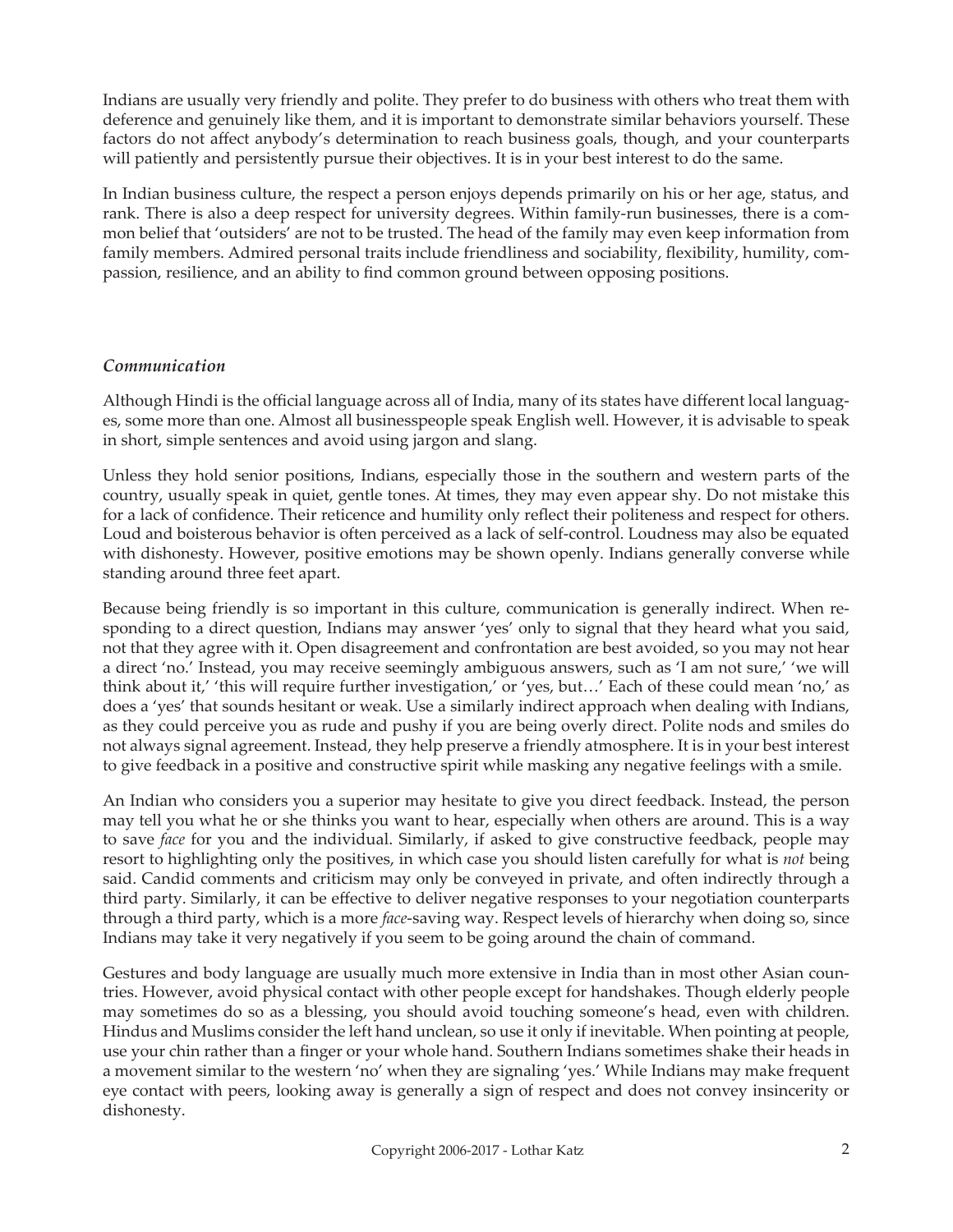Indians are usually very friendly and polite. They prefer to do business with others who treat them with deference and genuinely like them, and it is important to demonstrate similar behaviors yourself. These factors do not affect anybody's determination to reach business goals, though, and your counterparts will patiently and persistently pursue their objectives. It is in your best interest to do the same.

In Indian business culture, the respect a person enjoys depends primarily on his or her age, status, and rank. There is also a deep respect for university degrees. Within family-run businesses, there is a common belief that 'outsiders' are not to be trusted. The head of the family may even keep information from family members. Admired personal traits include friendliness and sociability, flexibility, humility, compassion, resilience, and an ability to find common ground between opposing positions.

### *Communication*

Although Hindi is the official language across all of India, many of its states have different local languages, some more than one. Almost all businesspeople speak English well. However, it is advisable to speak in short, simple sentences and avoid using jargon and slang.

Unless they hold senior positions, Indians, especially those in the southern and western parts of the country, usually speak in quiet, gentle tones. At times, they may even appear shy. Do not mistake this for a lack of confidence. Their reticence and humility only reflect their politeness and respect for others. Loud and boisterous behavior is often perceived as a lack of self-control. Loudness may also be equated with dishonesty. However, positive emotions may be shown openly. Indians generally converse while standing around three feet apart.

Because being friendly is so important in this culture, communication is generally indirect. When responding to a direct question, Indians may answer 'yes' only to signal that they heard what you said, not that they agree with it. Open disagreement and confrontation are best avoided, so you may not hear a direct 'no.' Instead, you may receive seemingly ambiguous answers, such as 'I am not sure,' 'we will think about it,' 'this will require further investigation,' or 'yes, but…' Each of these could mean 'no,' as does a 'yes' that sounds hesitant or weak. Use a similarly indirect approach when dealing with Indians, as they could perceive you as rude and pushy if you are being overly direct. Polite nods and smiles do not always signal agreement. Instead, they help preserve a friendly atmosphere. It is in your best interest to give feedback in a positive and constructive spirit while masking any negative feelings with a smile.

An Indian who considers you a superior may hesitate to give you direct feedback. Instead, the person may tell you what he or she thinks you want to hear, especially when others are around. This is a way to save *face* for you and the individual. Similarly, if asked to give constructive feedback, people may resort to highlighting only the positives, in which case you should listen carefully for what is *not* being said. Candid comments and criticism may only be conveyed in private, and often indirectly through a third party. Similarly, it can be effective to deliver negative responses to your negotiation counterparts through a third party, which is a more *face*-saving way. Respect levels of hierarchy when doing so, since Indians may take it very negatively if you seem to be going around the chain of command.

Gestures and body language are usually much more extensive in India than in most other Asian countries. However, avoid physical contact with other people except for handshakes. Though elderly people may sometimes do so as a blessing, you should avoid touching someone's head, even with children. Hindus and Muslims consider the left hand unclean, so use it only if inevitable. When pointing at people, use your chin rather than a finger or your whole hand. Southern Indians sometimes shake their heads in a movement similar to the western 'no' when they are signaling 'yes.' While Indians may make frequent eye contact with peers, looking away is generally a sign of respect and does not convey insincerity or dishonesty.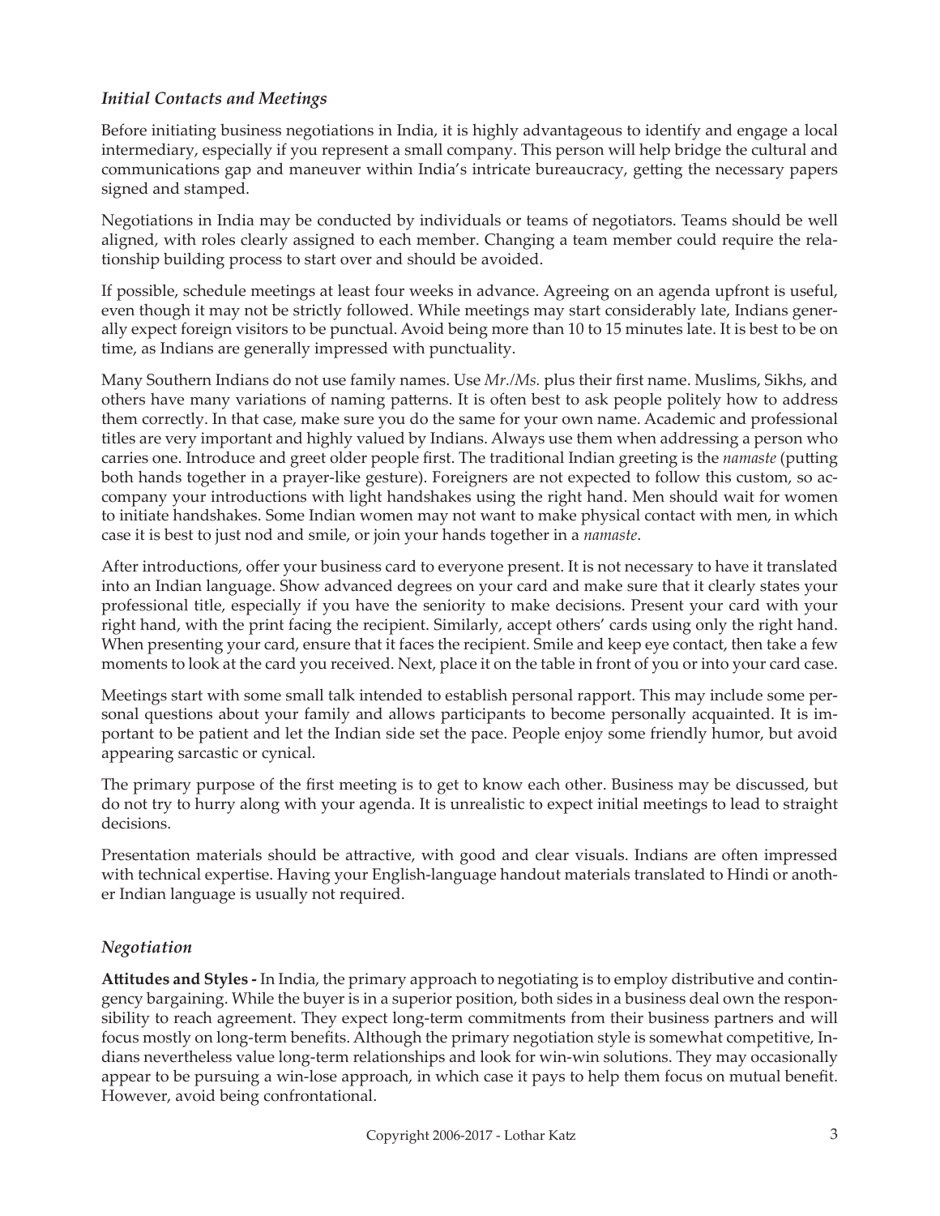### *Initial Contacts and Meetings*

Before initiating business negotiations in India, it is highly advantageous to identify and engage a local intermediary, especially if you represent a small company. This person will help bridge the cultural and communications gap and maneuver within India's intricate bureaucracy, getting the necessary papers signed and stamped.

Negotiations in India may be conducted by individuals or teams of negotiators. Teams should be well aligned, with roles clearly assigned to each member. Changing a team member could require the relationship building process to start over and should be avoided.

If possible, schedule meetings at least four weeks in advance. Agreeing on an agenda upfront is useful, even though it may not be strictly followed. While meetings may start considerably late, Indians generally expect foreign visitors to be punctual. Avoid being more than 10 to 15 minutes late. It is best to be on time, as Indians are generally impressed with punctuality.

Many Southern Indians do not use family names. Use *Mr./Ms.* plus their first name. Muslims, Sikhs, and others have many variations of naming patterns. It is often best to ask people politely how to address them correctly. In that case, make sure you do the same for your own name. Academic and professional titles are very important and highly valued by Indians. Always use them when addressing a person who carries one. Introduce and greet older people first. The traditional Indian greeting is the *namaste* (putting both hands together in a prayer-like gesture). Foreigners are not expected to follow this custom, so accompany your introductions with light handshakes using the right hand. Men should wait for women to initiate handshakes. Some Indian women may not want to make physical contact with men, in which case it is best to just nod and smile, or join your hands together in a *namaste*.

After introductions, offer your business card to everyone present. It is not necessary to have it translated into an Indian language. Show advanced degrees on your card and make sure that it clearly states your professional title, especially if you have the seniority to make decisions. Present your card with your right hand, with the print facing the recipient. Similarly, accept others' cards using only the right hand. When presenting your card, ensure that it faces the recipient. Smile and keep eye contact, then take a few moments to look at the card you received. Next, place it on the table in front of you or into your card case.

Meetings start with some small talk intended to establish personal rapport. This may include some personal questions about your family and allows participants to become personally acquainted. It is important to be patient and let the Indian side set the pace. People enjoy some friendly humor, but avoid appearing sarcastic or cynical.

The primary purpose of the first meeting is to get to know each other. Business may be discussed, but do not try to hurry along with your agenda. It is unrealistic to expect initial meetings to lead to straight decisions.

Presentation materials should be attractive, with good and clear visuals. Indians are often impressed with technical expertise. Having your English-language handout materials translated to Hindi or another Indian language is usually not required.

### *Negotiation*

**Attitudes and Styles -** In India, the primary approach to negotiating is to employ distributive and contingency bargaining. While the buyer is in a superior position, both sides in a business deal own the responsibility to reach agreement. They expect long-term commitments from their business partners and will focus mostly on long-term benefits. Although the primary negotiation style is somewhat competitive, Indians nevertheless value long-term relationships and look for win-win solutions. They may occasionally appear to be pursuing a win-lose approach, in which case it pays to help them focus on mutual benefit. However, avoid being confrontational.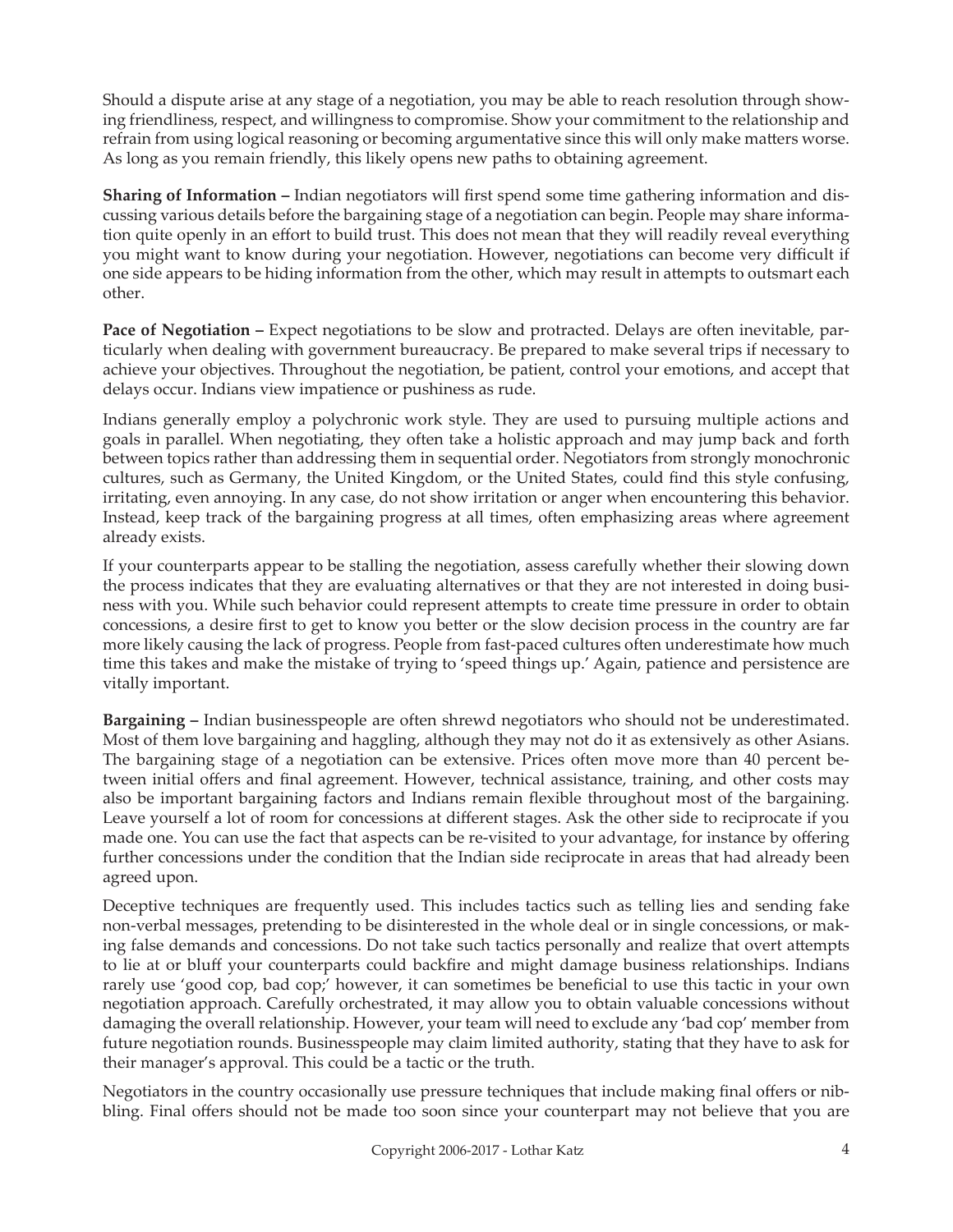Should a dispute arise at any stage of a negotiation, you may be able to reach resolution through showing friendliness, respect, and willingness to compromise. Show your commitment to the relationship and refrain from using logical reasoning or becoming argumentative since this will only make matters worse. As long as you remain friendly, this likely opens new paths to obtaining agreement.

**Sharing of Information –** Indian negotiators will first spend some time gathering information and discussing various details before the bargaining stage of a negotiation can begin. People may share information quite openly in an effort to build trust. This does not mean that they will readily reveal everything you might want to know during your negotiation. However, negotiations can become very difficult if one side appears to be hiding information from the other, which may result in attempts to outsmart each other.

**Pace of Negotiation –** Expect negotiations to be slow and protracted. Delays are often inevitable, particularly when dealing with government bureaucracy. Be prepared to make several trips if necessary to achieve your objectives. Throughout the negotiation, be patient, control your emotions, and accept that delays occur. Indians view impatience or pushiness as rude.

Indians generally employ a polychronic work style. They are used to pursuing multiple actions and goals in parallel. When negotiating, they often take a holistic approach and may jump back and forth between topics rather than addressing them in sequential order. Negotiators from strongly monochronic cultures, such as Germany, the United Kingdom, or the United States, could find this style confusing, irritating, even annoying. In any case, do not show irritation or anger when encountering this behavior. Instead, keep track of the bargaining progress at all times, often emphasizing areas where agreement already exists.

If your counterparts appear to be stalling the negotiation, assess carefully whether their slowing down the process indicates that they are evaluating alternatives or that they are not interested in doing business with you. While such behavior could represent attempts to create time pressure in order to obtain concessions, a desire first to get to know you better or the slow decision process in the country are far more likely causing the lack of progress. People from fast-paced cultures often underestimate how much time this takes and make the mistake of trying to 'speed things up.' Again, patience and persistence are vitally important.

**Bargaining –** Indian businesspeople are often shrewd negotiators who should not be underestimated. Most of them love bargaining and haggling, although they may not do it as extensively as other Asians. The bargaining stage of a negotiation can be extensive. Prices often move more than 40 percent between initial offers and final agreement. However, technical assistance, training, and other costs may also be important bargaining factors and Indians remain flexible throughout most of the bargaining. Leave yourself a lot of room for concessions at different stages. Ask the other side to reciprocate if you made one. You can use the fact that aspects can be re-visited to your advantage, for instance by offering further concessions under the condition that the Indian side reciprocate in areas that had already been agreed upon.

Deceptive techniques are frequently used. This includes tactics such as telling lies and sending fake non-verbal messages, pretending to be disinterested in the whole deal or in single concessions, or making false demands and concessions. Do not take such tactics personally and realize that overt attempts to lie at or bluff your counterparts could backfire and might damage business relationships. Indians rarely use 'good cop, bad cop;' however, it can sometimes be beneficial to use this tactic in your own negotiation approach. Carefully orchestrated, it may allow you to obtain valuable concessions without damaging the overall relationship. However, your team will need to exclude any 'bad cop' member from future negotiation rounds. Businesspeople may claim limited authority, stating that they have to ask for their manager's approval. This could be a tactic or the truth.

Negotiators in the country occasionally use pressure techniques that include making final offers or nibbling. Final offers should not be made too soon since your counterpart may not believe that you are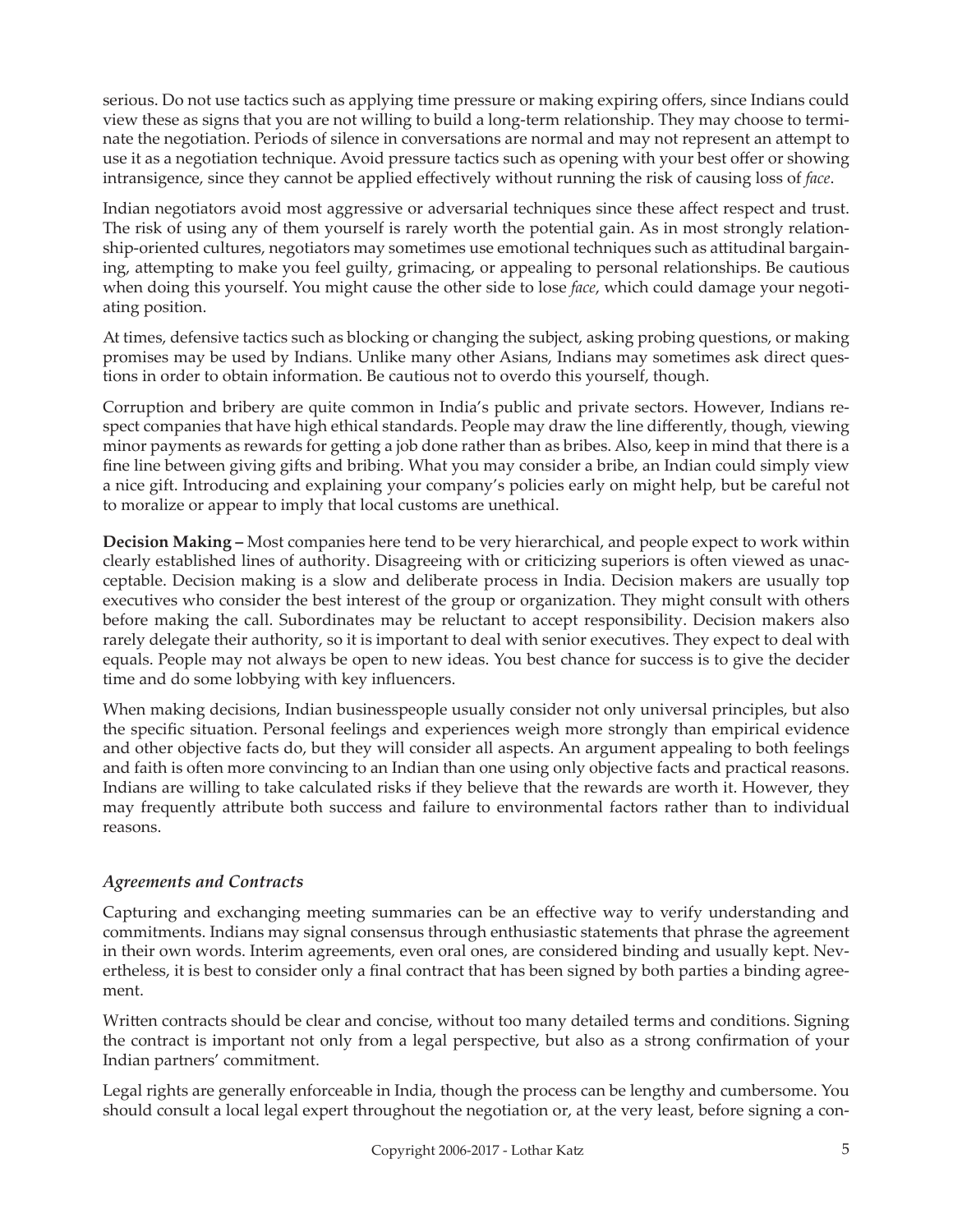serious. Do not use tactics such as applying time pressure or making expiring offers, since Indians could view these as signs that you are not willing to build a long-term relationship. They may choose to terminate the negotiation. Periods of silence in conversations are normal and may not represent an attempt to use it as a negotiation technique. Avoid pressure tactics such as opening with your best offer or showing intransigence, since they cannot be applied effectively without running the risk of causing loss of *face*.

Indian negotiators avoid most aggressive or adversarial techniques since these affect respect and trust. The risk of using any of them yourself is rarely worth the potential gain. As in most strongly relationship-oriented cultures, negotiators may sometimes use emotional techniques such as attitudinal bargaining, attempting to make you feel guilty, grimacing, or appealing to personal relationships. Be cautious when doing this yourself. You might cause the other side to lose *face*, which could damage your negotiating position.

At times, defensive tactics such as blocking or changing the subject, asking probing questions, or making promises may be used by Indians. Unlike many other Asians, Indians may sometimes ask direct questions in order to obtain information. Be cautious not to overdo this yourself, though.

Corruption and bribery are quite common in India's public and private sectors. However, Indians respect companies that have high ethical standards. People may draw the line differently, though, viewing minor payments as rewards for getting a job done rather than as bribes. Also, keep in mind that there is a fine line between giving gifts and bribing. What you may consider a bribe, an Indian could simply view a nice gift. Introducing and explaining your company's policies early on might help, but be careful not to moralize or appear to imply that local customs are unethical.

**Decision Making –** Most companies here tend to be very hierarchical, and people expect to work within clearly established lines of authority. Disagreeing with or criticizing superiors is often viewed as unacceptable. Decision making is a slow and deliberate process in India. Decision makers are usually top executives who consider the best interest of the group or organization. They might consult with others before making the call. Subordinates may be reluctant to accept responsibility. Decision makers also rarely delegate their authority, so it is important to deal with senior executives. They expect to deal with equals. People may not always be open to new ideas. You best chance for success is to give the decider time and do some lobbying with key influencers.

When making decisions, Indian businesspeople usually consider not only universal principles, but also the specific situation. Personal feelings and experiences weigh more strongly than empirical evidence and other objective facts do, but they will consider all aspects. An argument appealing to both feelings and faith is often more convincing to an Indian than one using only objective facts and practical reasons. Indians are willing to take calculated risks if they believe that the rewards are worth it. However, they may frequently attribute both success and failure to environmental factors rather than to individual reasons.

### *Agreements and Contracts*

Capturing and exchanging meeting summaries can be an effective way to verify understanding and commitments. Indians may signal consensus through enthusiastic statements that phrase the agreement in their own words. Interim agreements, even oral ones, are considered binding and usually kept. Nevertheless, it is best to consider only a final contract that has been signed by both parties a binding agreement.

Written contracts should be clear and concise, without too many detailed terms and conditions. Signing the contract is important not only from a legal perspective, but also as a strong confirmation of your Indian partners' commitment.

Legal rights are generally enforceable in India, though the process can be lengthy and cumbersome. You should consult a local legal expert throughout the negotiation or, at the very least, before signing a con-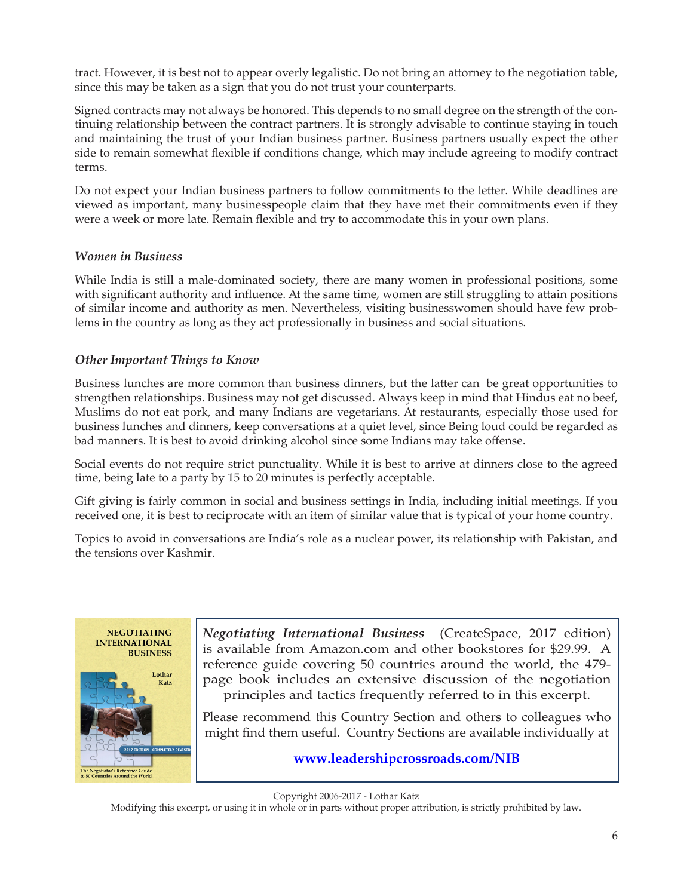tract. However, it is best not to appear overly legalistic. Do not bring an attorney to the negotiation table, since this may be taken as a sign that you do not trust your counterparts.

Signed contracts may not always be honored. This depends to no small degree on the strength of the continuing relationship between the contract partners. It is strongly advisable to continue staying in touch and maintaining the trust of your Indian business partner. Business partners usually expect the other side to remain somewhat flexible if conditions change, which may include agreeing to modify contract terms.

Do not expect your Indian business partners to follow commitments to the letter. While deadlines are viewed as important, many businesspeople claim that they have met their commitments even if they were a week or more late. Remain flexible and try to accommodate this in your own plans.

### *Women in Business*

While India is still a male-dominated society, there are many women in professional positions, some with significant authority and influence. At the same time, women are still struggling to attain positions of similar income and authority as men. Nevertheless, visiting businesswomen should have few problems in the country as long as they act professionally in business and social situations.

### *Other Important Things to Know*

Business lunches are more common than business dinners, but the latter can be great opportunities to strengthen relationships. Business may not get discussed. Always keep in mind that Hindus eat no beef, Muslims do not eat pork, and many Indians are vegetarians. At restaurants, especially those used for business lunches and dinners, keep conversations at a quiet level, since Being loud could be regarded as bad manners. It is best to avoid drinking alcohol since some Indians may take offense.

Social events do not require strict punctuality. While it is best to arrive at dinners close to the agreed time, being late to a party by 15 to 20 minutes is perfectly acceptable.

Gift giving is fairly common in social and business settings in India, including initial meetings. If you received one, it is best to reciprocate with an item of similar value that is typical of your home country.

Topics to avoid in conversations are India's role as a nuclear power, its relationship with Pakistan, and the tensions over Kashmir.

*Negotiating International Business* (CreateSpace, 2017 edition) is available from Amazon.com and other bookstores for $29.99. A reference guide covering 50 countries around the world, the 479-page book includes an extensive discussion of the negotiation principles and tactics frequently referred to in this excerpt.

Please recommend this Country Section and others to colleagues who might find them useful. Country Sections are available individually at

**www.leadershipcrossroads.com/NIB**

Copyright 2006-2017 - Lothar Katz
Modifying this excerpt, or using it in whole or in parts without proper attribution, is strictly prohibited by law.